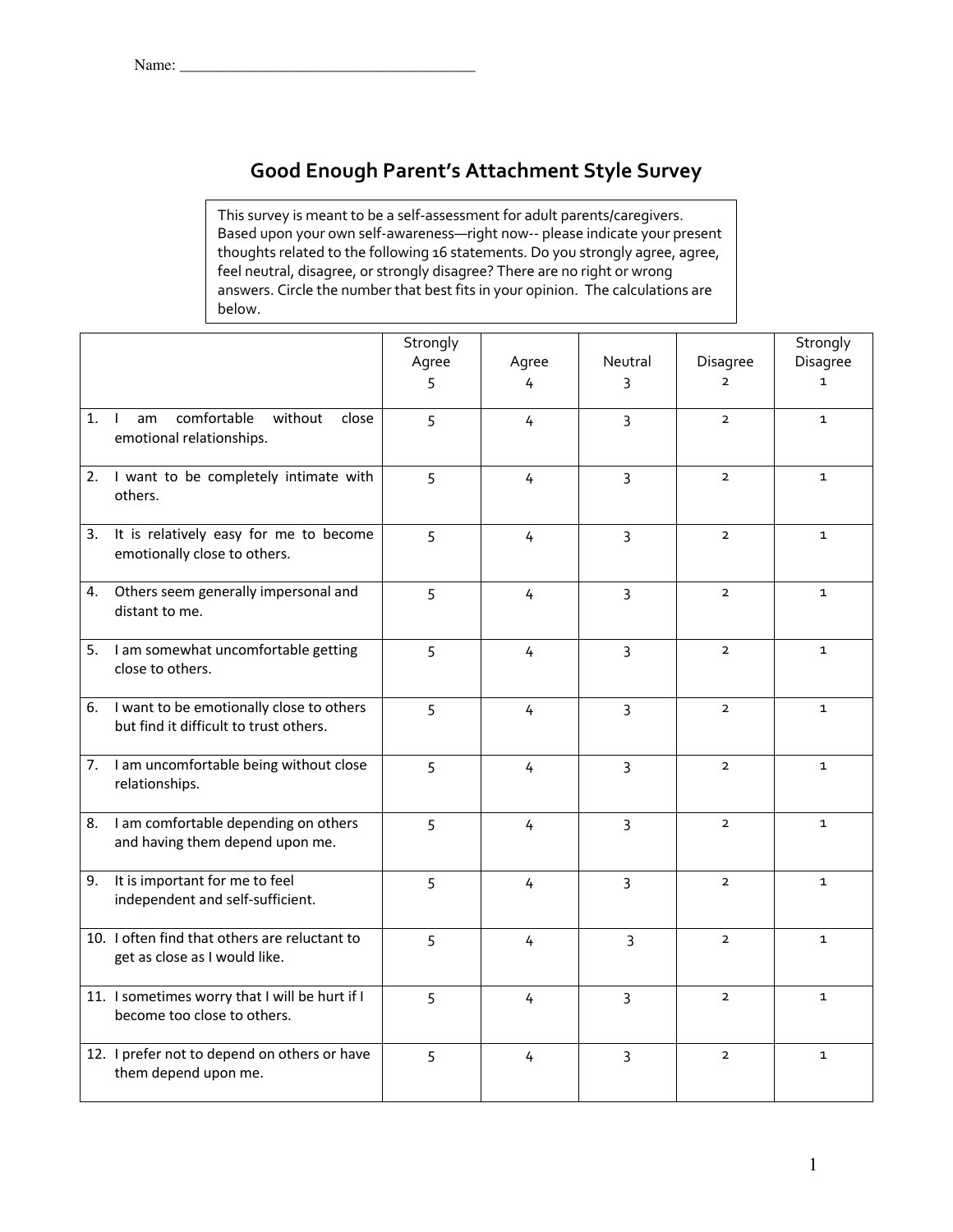Name: ________________________________________

# Good Enough Parent's Attachment Style Survey

This survey is meant to be a self-assessment for adult parents/caregivers. Based upon your own self-awareness—right now-- please indicate your present thoughts related to the following 16 statements. Do you strongly agree, agree, feel neutral, disagree, or strongly disagree? There are no right or wrong answers. Circle the number that best fits in your opinion. The calculations are below.

| | Strongly Agree 5 | Agree 4 | Neutral 3 | Disagree 2 | Strongly Disagree 1 |
|---|---|---|---|---|---|
| 1. I am comfortable without close emotional relationships. | 5 | 4 | 3 | 2 | 1 |
| 2. I want to be completely intimate with others. | 5 | 4 | 3 | 2 | 1 |
| 3. It is relatively easy for me to become emotionally close to others. | 5 | 4 | 3 | 2 | 1 |
| 4. Others seem generally impersonal and distant to me. | 5 | 4 | 3 | 2 | 1 |
| 5. I am somewhat uncomfortable getting close to others. | 5 | 4 | 3 | 2 | 1 |
| 6. I want to be emotionally close to others but find it difficult to trust others. | 5 | 4 | 3 | 2 | 1 |
| 7. I am uncomfortable being without close relationships. | 5 | 4 | 3 | 2 | 1 |
| 8. I am comfortable depending on others and having them depend upon me. | 5 | 4 | 3 | 2 | 1 |
| 9. It is important for me to feel independent and self-sufficient. | 5 | 4 | 3 | 2 | 1 |
| 10. I often find that others are reluctant to get as close as I would like. | 5 | 4 | 3 | 2 | 1 |
| 11. I sometimes worry that I will be hurt if I become too close to others. | 5 | 4 | 3 | 2 | 1 |
| 12. I prefer not to depend on others or have them depend upon me. | 5 | 4 | 3 | 2 | 1 |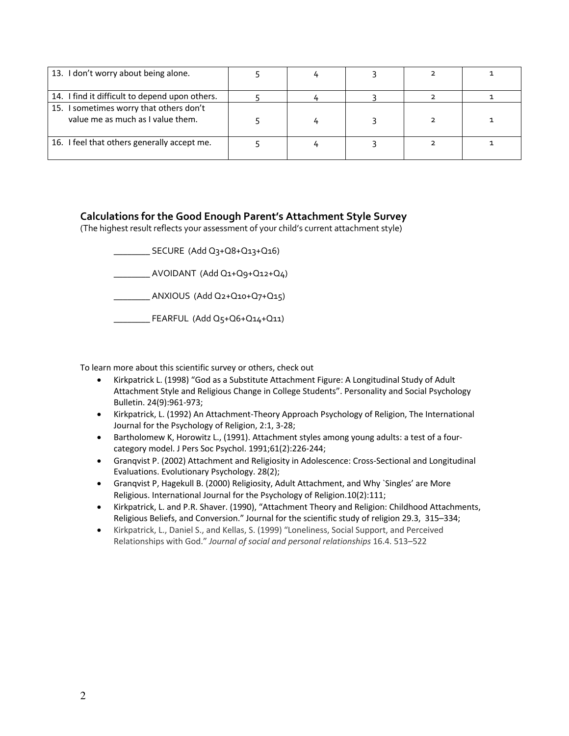| | | | | | |
|---|---|---|---|---|---|
| 13. I don't worry about being alone. | 5 | 4 | 3 | 2 | 1 |
| 14. I find it difficult to depend upon others. | 5 | 4 | 3 | 2 | 1 |
| 15. I sometimes worry that others don't value me as much as I value them. | 5 | 4 | 3 | 2 | 1 |
| 16. I feel that others generally accept me. | 5 | 4 | 3 | 2 | 1 |

### Calculations for the Good Enough Parent's Attachment Style Survey

(The highest result reflects your assessment of your child's current attachment style)

________ SECURE (Add Q3+Q8+Q13+Q16)

________ AVOIDANT (Add Q1+Q9+Q12+Q4)

________ ANXIOUS (Add Q2+Q10+Q7+Q15)

________ FEARFUL (Add Q5+Q6+Q14+Q11)

To learn more about this scientific survey or others, check out

- Kirkpatrick L. (1998) "God as a Substitute Attachment Figure: A Longitudinal Study of Adult Attachment Style and Religious Change in College Students". Personality and Social Psychology Bulletin. 24(9):961-973;
- Kirkpatrick, L. (1992) An Attachment-Theory Approach Psychology of Religion, The International Journal for the Psychology of Religion, 2:1, 3-28;
- Bartholomew K, Horowitz L., (1991). Attachment styles among young adults: a test of a four-category model. J Pers Soc Psychol. 1991;61(2):226-244;
- Granqvist P. (2002) Attachment and Religiosity in Adolescence: Cross-Sectional and Longitudinal Evaluations. Evolutionary Psychology. 28(2);
- Granqvist P, Hagekull B. (2000) Religiosity, Adult Attachment, and Why `Singles' are More Religious. International Journal for the Psychology of Religion.10(2):111;
- Kirkpatrick, L. and P.R. Shaver. (1990), "Attachment Theory and Religion: Childhood Attachments, Religious Beliefs, and Conversion." Journal for the scientific study of religion 29.3, 315–334;
- Kirkpatrick, L., Daniel S., and Kellas, S. (1999) "Loneliness, Social Support, and Perceived Relationships with God." *Journal of social and personal relationships* 16.4. 513–522